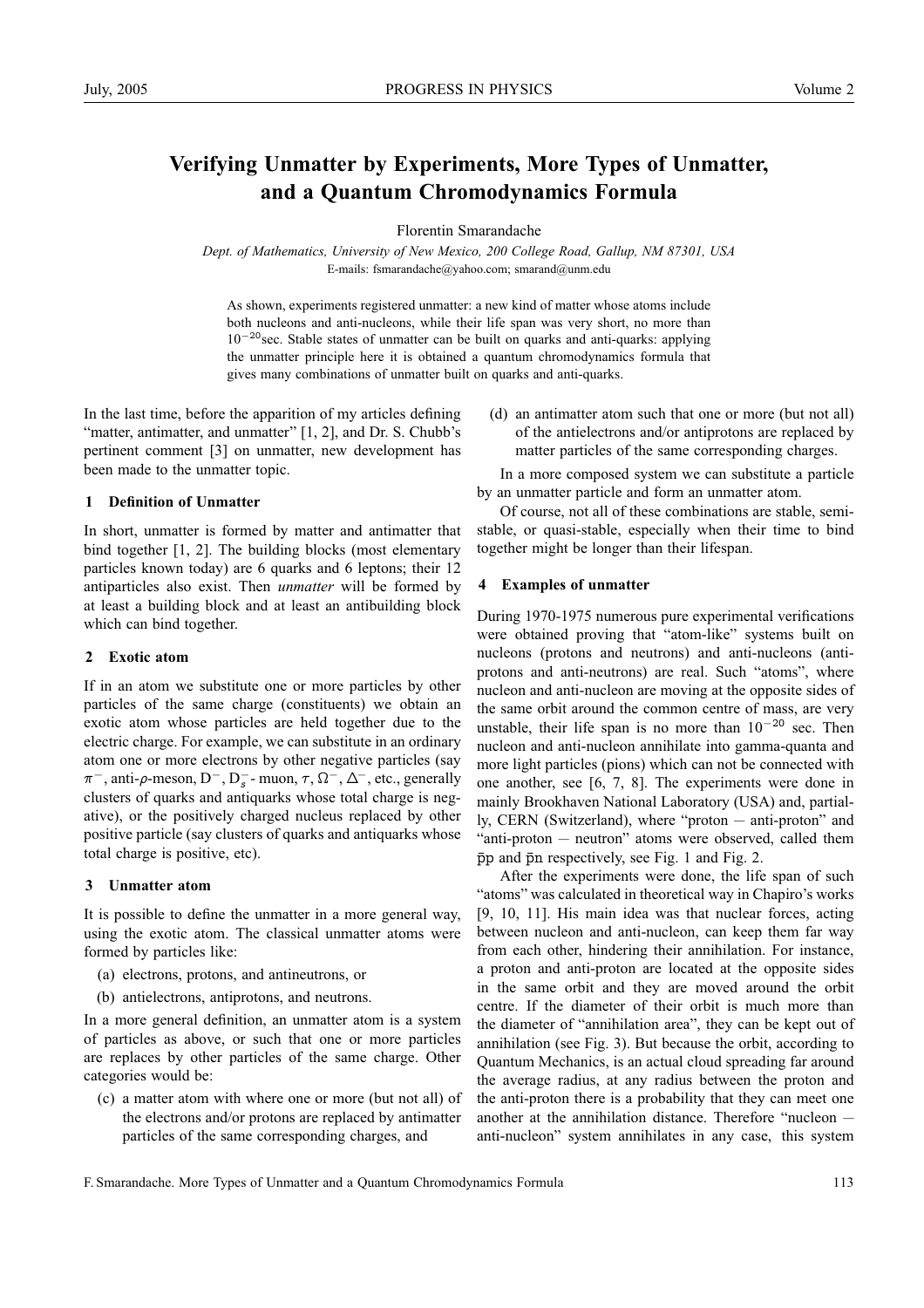# Verifying Unmatter by Experiments, More Types of Unmatter, and a Quantum Chromodynamics Formula

Florentin Smarandache

*Dept. of Mathematics, University of New Mexico, 200 College Road, Gallup, NM 87301, USA*

E-mails: fsmarandache@yahoo.com; smarand@unm.edu

As shown, experiments registered unmatter: a new kind of matter whose atoms include both nucleons and anti-nucleons, while their life span was very short, no more than $10^{-20}$sec. Stable states of unmatter can be built on quarks and anti-quarks: applying the unmatter principle here it is obtained a quantum chromodynamics formula that gives many combinations of unmatter built on quarks and anti-quarks.

In the last time, before the apparition of my articles defining "matter, antimatter, and unmatter" [1, 2], and Dr. S. Chubb's pertinent comment [3] on unmatter, new development has been made to the unmatter topic.

## 1 Definition of Unmatter

In short, unmatter is formed by matter and antimatter that bind together [1, 2]. The building blocks (most elementary particles known today) are 6 quarks and 6 leptons; their 12 antiparticles also exist. Then *unmatter* will be formed by at least a building block and at least an antibuilding block which can bind together.

## 2 Exotic atom

If in an atom we substitute one or more particles by other particles of the same charge (constituents) we obtain an exotic atom whose particles are held together due to the electric charge. For example, we can substitute in an ordinary atom one or more electrons by other negative particles (say $\pi^-$, anti-$\rho$-meson, $D^-$, $D_s^-$- muon, $\tau$, $\Omega^-$, $\Delta^-$, etc., generally clusters of quarks and antiquarks whose total charge is negative), or the positively charged nucleus replaced by other positive particle (say clusters of quarks and antiquarks whose total charge is positive, etc).

## 3 Unmatter atom

It is possible to define the unmatter in a more general way, using the exotic atom. The classical unmatter atoms were formed by particles like:

(a) electrons, protons, and antineutrons, or

(b) antielectrons, antiprotons, and neutrons.

In a more general definition, an unmatter atom is a system of particles as above, or such that one or more particles are replaces by other particles of the same charge. Other categories would be:

(c) a matter atom with where one or more (but not all) of the electrons and/or protons are replaced by antimatter particles of the same corresponding charges, and

(d) an antimatter atom such that one or more (but not all) of the antielectrons and/or antiprotons are replaced by matter particles of the same corresponding charges.

In a more composed system we can substitute a particle by an unmatter particle and form an unmatter atom.

Of course, not all of these combinations are stable, semi-stable, or quasi-stable, especially when their time to bind together might be longer than their lifespan.

## 4 Examples of unmatter

During 1970-1975 numerous pure experimental verifications were obtained proving that "atom-like" systems built on nucleons (protons and neutrons) and anti-nucleons (anti-protons and anti-neutrons) are real. Such "atoms", where nucleon and anti-nucleon are moving at the opposite sides of the same orbit around the common centre of mass, are very unstable, their life span is no more than $10^{-20}$ sec. Then nucleon and anti-nucleon annihilate into gamma-quanta and more light particles (pions) which can not be connected with one another, see [6, 7, 8]. The experiments were done in mainly Brookhaven National Laboratory (USA) and, partially, CERN (Switzerland), where "proton — anti-proton" and "anti-proton — neutron" atoms were observed, called them $\bar{p}p$ and $\bar{p}n$ respectively, see Fig. 1 and Fig. 2.

After the experiments were done, the life span of such "atoms" was calculated in theoretical way in Chapiro's works [9, 10, 11]. His main idea was that nuclear forces, acting between nucleon and anti-nucleon, can keep them far way from each other, hindering their annihilation. For instance, a proton and anti-proton are located at the opposite sides in the same orbit and they are moved around the orbit centre. If the diameter of their orbit is much more than the diameter of "annihilation area", they can be kept out of annihilation (see Fig. 3). But because the orbit, according to Quantum Mechanics, is an actual cloud spreading far around the average radius, at any radius between the proton and the anti-proton there is a probability that they can meet one another at the annihilation distance. Therefore "nucleon — anti-nucleon" system annihilates in any case, this system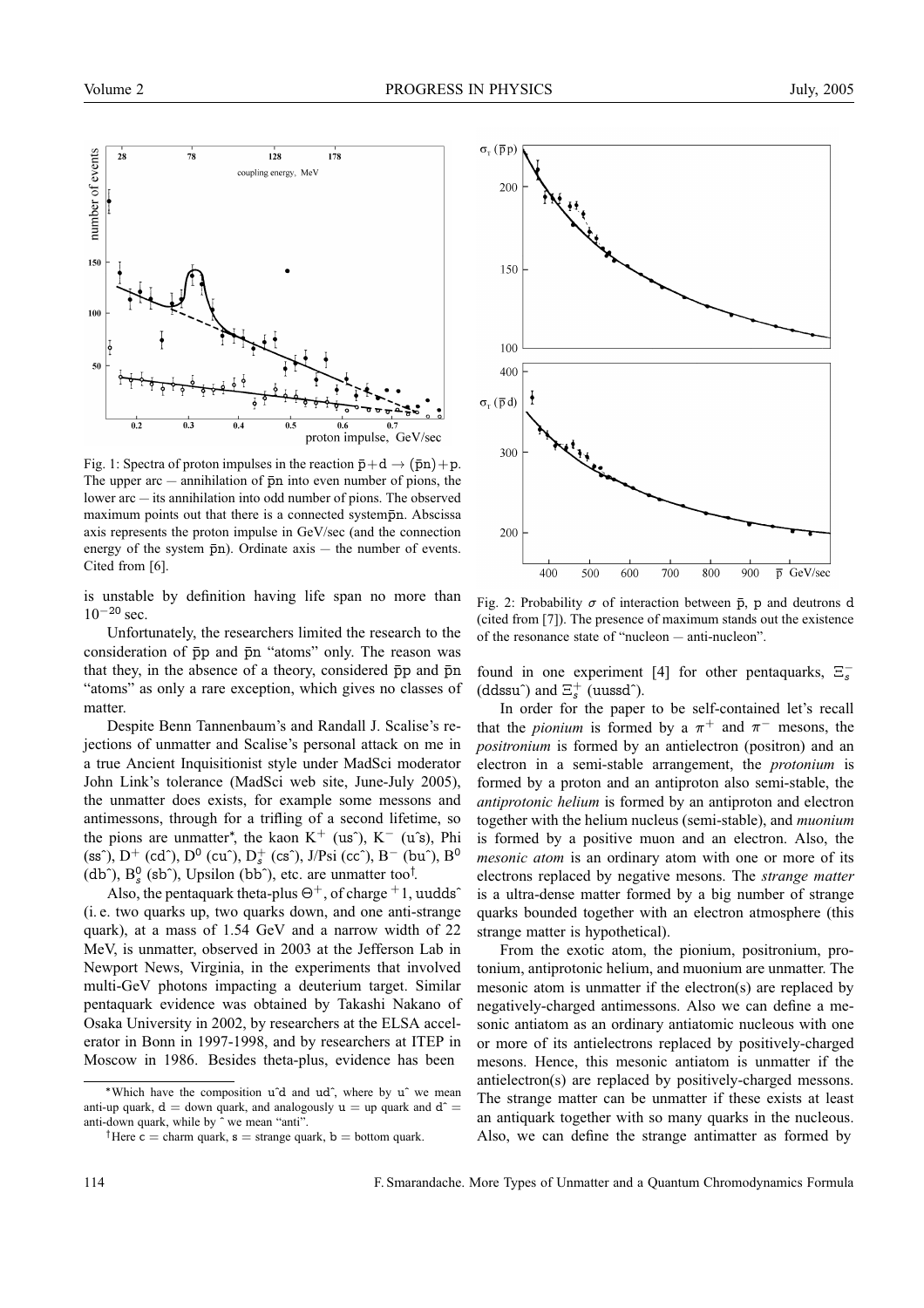Fig. 1: Spectra of proton impulses in the reaction $\bar{p}+d \rightarrow (\bar{p}n)+p$. The upper arc — annihilation of $\bar{p}n$ into even number of pions, the lower arc — its annihilation into odd number of pions. The observed maximum points out that there is a connected system$\bar{p}n$. Abscissa axis represents the proton impulse in GeV/sec (and the connection energy of the system $\bar{p}n$). Ordinate axis — the number of events. Cited from [6].

is unstable by definition having life span no more than $10^{-20}$ sec.

Unfortunately, the researchers limited the research to the consideration of $\bar{p}p$ and $\bar{p}n$ "atoms" only. The reason was that they, in the absence of a theory, considered $\bar{p}p$ and $\bar{p}n$ "atoms" as only a rare exception, which gives no classes of matter.

Despite Benn Tannenbaum's and Randall J. Scalise's rejections of unmatter and Scalise's personal attack on me in a true Ancient Inquisitionist style under MadSci moderator John Link's tolerance (MadSci web site, June-July 2005), the unmatter does exists, for example some messons and antimessons, through for a trifling of a second lifetime, so the pions are unmatter*, the kaon $K^+$ (us^), $K^-$ (u^s), Phi (ss^), $D^+$ (cd^), $D^0$ (cu^), $D_s^+$ (cs^), J/Psi (cc^), $B^-$ (bu^), $B^0$ (db^), $B_s^0$ (sb^), Upsilon (bb^), etc. are unmatter too†.

Also, the pentaquark theta-plus $\Theta^+$, of charge $^+1$, uudds^ (i. e. two quarks up, two quarks down, and one anti-strange quark), at a mass of 1.54 GeV and a narrow width of 22 MeV, is unmatter, observed in 2003 at the Jefferson Lab in Newport News, Virginia, in the experiments that involved multi-GeV photons impacting a deuterium target. Similar pentaquark evidence was obtained by Takashi Nakano of Osaka University in 2002, by researchers at the ELSA accelerator in Bonn in 1997-1998, and by researchers at ITEP in Moscow in 1986. Besides theta-plus, evidence has been found in one experiment [4] for other pentaquarks, $\Xi_s^-$ (ddssu^) and $\Xi_s^+$ (uussd^).

Fig. 2: Probability $\sigma$ of interaction between $\bar{p}$, p and deutrons d (cited from [7]). The presence of maximum stands out the existence of the resonance state of "nucleon — anti-nucleon".

In order for the paper to be self-contained let's recall that the *pionium* is formed by a $\pi^+$ and $\pi^-$ mesons, the *positronium* is formed by an antielectron (positron) and an electron in a semi-stable arrangement, the *protonium* is formed by a proton and an antiproton also semi-stable, the *antiprotonic helium* is formed by an antiproton and electron together with the helium nucleus (semi-stable), and *muonium* is formed by a positive muon and an electron. Also, the *mesonic atom* is an ordinary atom with one or more of its electrons replaced by negative mesons. The *strange matter* is a ultra-dense matter formed by a big number of strange quarks bounded together with an electron atmosphere (this strange matter is hypothetical).

From the exotic atom, the pionium, positronium, protonium, antiprotonic helium, and muonium are unmatter. The mesonic atom is unmatter if the electron(s) are replaced by negatively-charged antimessons. Also we can define a mesonic antiatom as an ordinary antiatomic nucleous with one or more of its antielectrons replaced by positively-charged mesons. Hence, this mesonic antiatom is unmatter if the antielectron(s) are replaced by positively-charged messons. The strange matter can be unmatter if these exists at least an antiquark together with so many quarks in the nucleous. Also, we can define the strange antimatter as formed by

*Which have the composition u^d and ud^, where by u^ we mean anti-up quark, d = down quark, and analogously u = up quark and d^ = anti-down quark, while by ^ we mean "anti".

†Here c = charm quark, s = strange quark, b = bottom quark.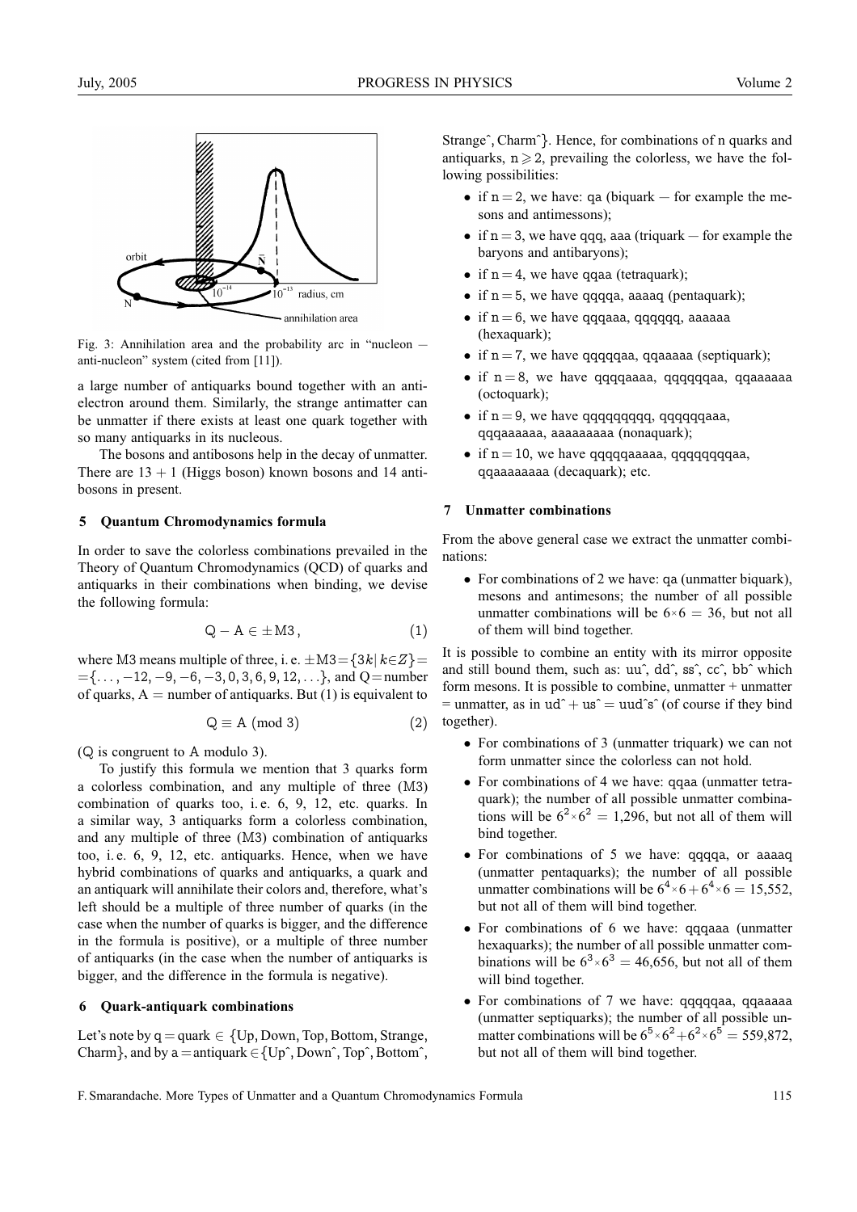Fig. 3: Annihilation area and the probability arc in "nucleon — anti-nucleon" system (cited from [11]).

a large number of antiquarks bound together with an antielectron around them. Similarly, the strange antimatter can be unmatter if there exists at least one quark together with so many antiquarks in its nucleous.

The bosons and antibosons help in the decay of unmatter. There are 13 + 1 (Higgs boson) known bosons and 14 antibosons in present.

## 5 Quantum Chromodynamics formula

In order to save the colorless combinations prevailed in the Theory of Quantum Chromodynamics (QCD) of quarks and antiquarks in their combinations when binding, we devise the following formula:

$$Q - A \in \pm M3\,, \qquad (1)$$

where M3 means multiple of three, i. e. $\pm M3 = \{3k \mid k \in Z\} = \{\ldots, -12, -9, -6, -3, 0, 3, 6, 9, 12, \ldots\}$, and Q = number of quarks, A = number of antiquarks. But (1) is equivalent to

$$Q \equiv A \pmod 3 \qquad (2)$$

(Q is congruent to A modulo 3).

To justify this formula we mention that 3 quarks form a colorless combination, and any multiple of three (M3) combination of quarks too, i. e. 6, 9, 12, etc. quarks. In a similar way, 3 antiquarks form a colorless combination, and any multiple of three (M3) combination of antiquarks too, i. e. 6, 9, 12, etc. antiquarks. Hence, when we have hybrid combinations of quarks and antiquarks, a quark and an antiquark will annihilate their colors and, therefore, what's left should be a multiple of three number of quarks (in the case when the number of quarks is bigger, and the difference in the formula is positive), or a multiple of three number of antiquarks (in the case when the number of antiquarks is bigger, and the difference in the formula is negative).

## 6 Quark-antiquark combinations

Let's note by q = quark ∈ {Up, Down, Top, Bottom, Strange, Charm}, and by a = antiquark ∈ {Upˆ, Downˆ, Topˆ, Bottomˆ, Strangeˆ, Charmˆ}. Hence, for combinations of n quarks and antiquarks, $n \geqslant 2$, prevailing the colorless, we have the following possibilities:

- if n = 2, we have: qa (biquark — for example the mesons and antimessons);
- if n = 3, we have qqq, aaa (triquark — for example the baryons and antibaryons);
- if n = 4, we have qqaa (tetraquark);
- if n = 5, we have qqqqa, aaaaq (pentaquark);
- if n = 6, we have qqqaaa, qqqqqq, aaaaaa (hexaquark);
- if n = 7, we have qqqqqaa, qqaaaaa (septiquark);
- if n = 8, we have qqqqaaaa, qqqqqqaa, qqaaaaaa (octoquark);
- if n = 9, we have qqqqqqqqq, qqqqqqaaa, qqqaaaaaa, aaaaaaaaa (nonaquark);
- if n = 10, we have qqqqqaaaaa, qqqqqqqqaa, qqaaaaaaaa (decaquark); etc.

## 7 Unmatter combinations

From the above general case we extract the unmatter combinations:

- For combinations of 2 we have: qa (unmatter biquark), mesons and antimesons; the number of all possible unmatter combinations will be $6{\times}6 = 36$, but not all of them will bind together.

It is possible to combine an entity with its mirror opposite and still bound them, such as: uuˆ, ddˆ, ssˆ, ccˆ, bbˆ which form mesons. It is possible to combine, unmatter + unmatter = unmatter, as in udˆ + usˆ = uudˆsˆ (of course if they bind together).

- For combinations of 3 (unmatter triquark) we can not form unmatter since the colorless can not hold.
- For combinations of 4 we have: qqaa (unmatter tetraquark); the number of all possible unmatter combinations will be $6^2{\times}6^2 = 1{,}296$, but not all of them will bind together.
- For combinations of 5 we have: qqqqa, or aaaaq (unmatter pentaquarks); the number of all possible unmatter combinations will be $6^4{\times}6 + 6^4{\times}6 = 15{,}552$, but not all of them will bind together.
- For combinations of 6 we have: qqqaaa (unmatter hexaquarks); the number of all possible unmatter combinations will be $6^3{\times}6^3 = 46{,}656$, but not all of them will bind together.
- For combinations of 7 we have: qqqqqaa, qqaaaaa (unmatter septiquarks); the number of all possible unmatter combinations will be $6^5{\times}6^2 + 6^2{\times}6^5 = 559{,}872$, but not all of them will bind together.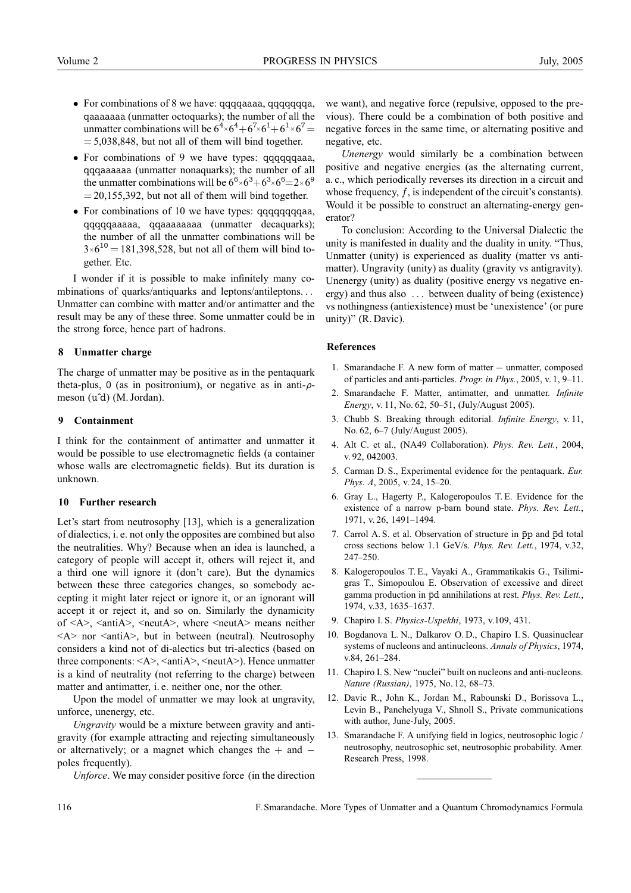- For combinations of 8 we have: qqqqaaaa, qqqqqqqa, qaaaaaaa (unmatter octoquarks); the number of all the unmatter combinations will be $6^4{\times}6^4{+}6^7{\times}6^1{+}6^1{\times}6^7 =$ $= 5{,}038{,}848$, but not all of them will bind together.
- For combinations of 9 we have types: qqqqqqaaa, qqqaaaaaa (unmatter nonaquarks); the number of all the unmatter combinations will be $6^6{\times}6^3{+}6^3{\times}6^6{=}2{\times}6^9$ $= 20{,}155{,}392$, but not all of them will bind together.
- For combinations of 10 we have types: qqqqqqqqaa, qqqqqaaaaa, qqaaaaaaaa (unmatter decaquarks); the number of all the unmatter combinations will be $3{\times}6^{10} = 181{,}398{,}528$, but not all of them will bind together. Etc.

I wonder if it is possible to make infinitely many combinations of quarks/antiquarks and leptons/antileptons... Unmatter can combine with matter and/or antimatter and the result may be any of these three. Some unmatter could be in the strong force, hence part of hadrons.

## 8 Unmatter charge

The charge of unmatter may be positive as in the pentaquark theta-plus, 0 (as in positronium), or negative as in anti-$\rho$-meson (u^d) (M. Jordan).

## 9 Containment

I think for the containment of antimatter and unmatter it would be possible to use electromagnetic fields (a container whose walls are electromagnetic fields). But its duration is unknown.

## 10 Further research

Let's start from neutrosophy [13], which is a generalization of dialectics, i. e. not only the opposites are combined but also the neutralities. Why? Because when an idea is launched, a category of people will accept it, others will reject it, and a third one will ignore it (don't care). But the dynamics between these three categories changes, so somebody accepting it might later reject or ignore it, or an ignorant will accept it or reject it, and so on. Similarly the dynamicity of <A>, <antiA>, <neutA>, where <neutA> means neither <A> nor <antiA>, but in between (neutral). Neutrosophy considers a kind not of di-alectics but tri-alectics (based on three components: <A>, <antiA>, <neutA>). Hence unmatter is a kind of neutrality (not referring to the charge) between matter and antimatter, i. e. neither one, nor the other.

Upon the model of unmatter we may look at ungravity, unforce, unenergy, etc.

*Ungravity* would be a mixture between gravity and antigravity (for example attracting and rejecting simultaneously or alternatively; or a magnet which changes the + and − poles frequently).

*Unforce*. We may consider positive force (in the direction we want), and negative force (repulsive, opposed to the previous). There could be a combination of both positive and negative forces in the same time, or alternating positive and negative, etc.

*Unenergy* would similarly be a combination between positive and negative energies (as the alternating current, a. c., which periodically reverses its direction in a circuit and whose frequency, $f$, is independent of the circuit's constants). Would it be possible to construct an alternating-energy generator?

To conclusion: According to the Universal Dialectic the unity is manifested in duality and the duality in unity. "Thus, Unmatter (unity) is experienced as duality (matter vs antimatter). Ungravity (unity) as duality (gravity vs antigravity). Unenergy (unity) as duality (positive energy vs negative energy) and thus also ... between duality of being (existence) vs nothingness (antiexistence) must be 'unexistence' (or pure unity)" (R. Davic).

### References

1. Smarandache F. A new form of matter — unmatter, composed of particles and anti-particles. *Progr. in Phys.*, 2005, v. 1, 9–11.
2. Smarandache F. Matter, antimatter, and unmatter. *Infinite Energy*, v. 11, No. 62, 50–51, (July/August 2005).
3. Chubb S. Breaking through editorial. *Infinite Energy*, v. 11, No. 62, 6–7 (July/August 2005).
4. Alt C. et al., (NA49 Collaboration). *Phys. Rev. Lett.*, 2004, v. 92, 042003.
5. Carman D. S., Experimental evidence for the pentaquark. *Eur. Phys. A*, 2005, v. 24, 15–20.
6. Gray L., Hagerty P., Kalogeropoulos T. E. Evidence for the existence of a narrow p-barn bound state. *Phys. Rev. Lett.*, 1971, v. 26, 1491–1494.
7. Carrol A. S. et al. Observation of structure in p̄p and p̄d total cross sections below 1.1 GeV/s. *Phys. Rev. Lett.*, 1974, v.32, 247–250.
8. Kalogeropoulos T. E., Vayaki A., Grammatikakis G., Tsilimigras T., Simopoulou E. Observation of excessive and direct gamma production in p̄d annihilations at rest. *Phys. Rev. Lett.*, 1974, v.33, 1635–1637.
9. Chapiro I. S. *Physics-Uspekhi*, 1973, v.109, 431.
10. Bogdanova L. N., Dalkarov O. D., Chapiro I. S. Quasinuclear systems of nucleons and antinucleons. *Annals of Physics*, 1974, v.84, 261–284.
11. Chapiro I. S. New "nuclei" built on nucleons and anti-nucleons. *Nature (Russian)*, 1975, No. 12, 68–73.
12. Davic R., John K., Jordan M., Rabounski D., Borissova L., Levin B., Panchelyuga V., Shnoll S., Private communications with author, June-July, 2005.
13. Smarandache F. A unifying field in logics, neutrosophic logic / neutrosophy, neutrosophic set, neutrosophic probability. Amer. Research Press, 1998.